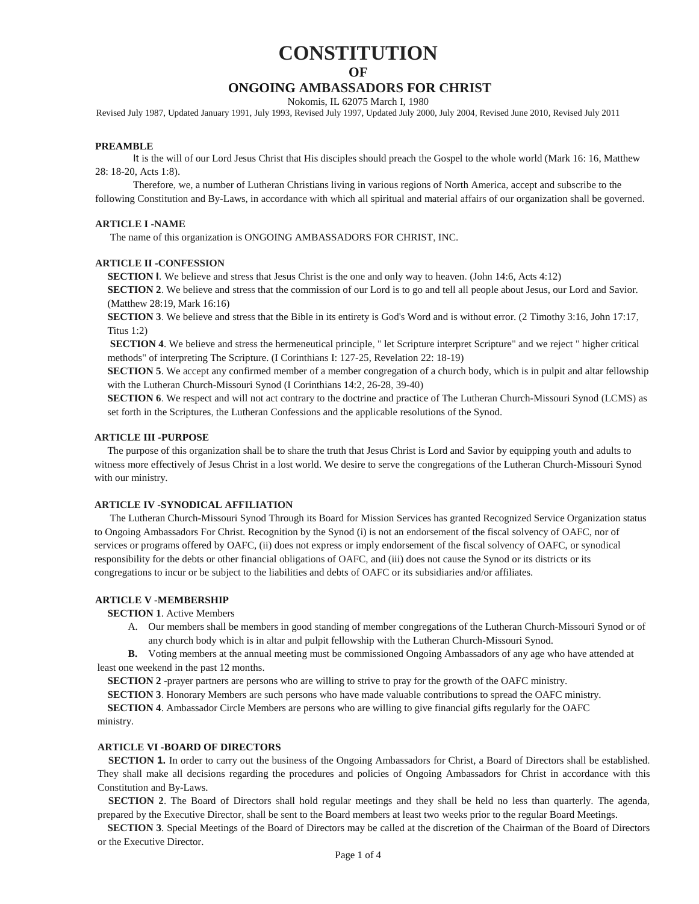# CONSTITUTION

## OF

## ONGOING AMBASSADORS FOR CHRIST

Nokomis, IL 62075 March I, 1980

Revised July 1987, Updated January 1991, July 1993, Revised July 1997, Updated July 2000, July 2004, Revised June 2010, Revised July 2011

**PREAMBLE**

It is the will of our Lord Jesus Christ that His disciples should preach the Gospel to the whole world (Mark 16: 16, Matthew 28: 18-20, Acts 1:8).

Therefore, we, a number of Lutheran Christians living in various regions of North America, accept and subscribe to the following Constitution and By-Laws, in accordance with which all spiritual and material affairs of our organization shall be governed.

**ARTICLE I -NAME**

The name of this organization is ONGOING AMBASSADORS FOR CHRIST, INC.

**ARTICLE II -CONFESSION**

**SECTION l**. We believe and stress that Jesus Christ is the one and only way to heaven. (John 14:6, Acts 4:12)

**SECTION 2**. We believe and stress that the commission of our Lord is to go and tell all people about Jesus, our Lord and Savior. (Matthew 28:19, Mark 16:16)

**SECTION 3**. We believe and stress that the Bible in its entirety is God's Word and is without error. (2 Timothy 3:16, John 17:17, Titus 1:2)

**SECTION 4**. We believe and stress the hermeneutical principle, " let Scripture interpret Scripture" and we reject " higher critical methods" of interpreting The Scripture. (I Corinthians I: 127-25, Revelation 22: 18-19)

**SECTION 5**. We accept any confirmed member of a member congregation of a church body, which is in pulpit and altar fellowship with the Lutheran Church-Missouri Synod (I Corinthians 14:2, 26-28, 39-40)

**SECTION 6**. We respect and will not act contrary to the doctrine and practice of The Lutheran Church-Missouri Synod (LCMS) as set forth in the Scriptures, the Lutheran Confessions and the applicable resolutions of the Synod.

**ARTICLE III -PURPOSE**

The purpose of this organization shall be to share the truth that Jesus Christ is Lord and Savior by equipping youth and adults to witness more effectively of Jesus Christ in a lost world. We desire to serve the congregations of the Lutheran Church-Missouri Synod with our ministry.

**ARTICLE IV -SYNODICAL AFFILIATION**

The Lutheran Church-Missouri Synod Through its Board for Mission Services has granted Recognized Service Organization status to Ongoing Ambassadors For Christ. Recognition by the Synod (i) is not an endorsement of the fiscal solvency of OAFC, nor of services or programs offered by OAFC, (ii) does not express or imply endorsement of the fiscal solvency of OAFC, or synodical responsibility for the debts or other financial obligations of OAFC, and (iii) does not cause the Synod or its districts or its congregations to incur or be subject to the liabilities and debts of OAFC or its subsidiaries and/or affiliates.

**ARTICLE V -MEMBERSHIP**

**SECTION 1**. Active Members

A. Our members shall be members in good standing of member congregations of the Lutheran Church-Missouri Synod or of any church body which is in altar and pulpit fellowship with the Lutheran Church-Missouri Synod.

**B.** Voting members at the annual meeting must be commissioned Ongoing Ambassadors of any age who have attended at least one weekend in the past 12 months.

**SECTION 2 -**prayer partners are persons who are willing to strive to pray for the growth of the OAFC ministry.

**SECTION 3**. Honorary Members are such persons who have made valuable contributions to spread the OAFC ministry.

**SECTION 4**. Ambassador Circle Members are persons who are willing to give financial gifts regularly for the OAFC ministry.

**ARTICLE VI -BOARD OF DIRECTORS**

**SECTION 1.** In order to carry out the business of the Ongoing Ambassadors for Christ, a Board of Directors shall be established. They shall make all decisions regarding the procedures and policies of Ongoing Ambassadors for Christ in accordance with this Constitution and By-Laws.

**SECTION 2**. The Board of Directors shall hold regular meetings and they shall be held no less than quarterly. The agenda, prepared by the Executive Director, shall be sent to the Board members at least two weeks prior to the regular Board Meetings.

**SECTION 3**. Special Meetings of the Board of Directors may be called at the discretion of the Chairman of the Board of Directors or the Executive Director.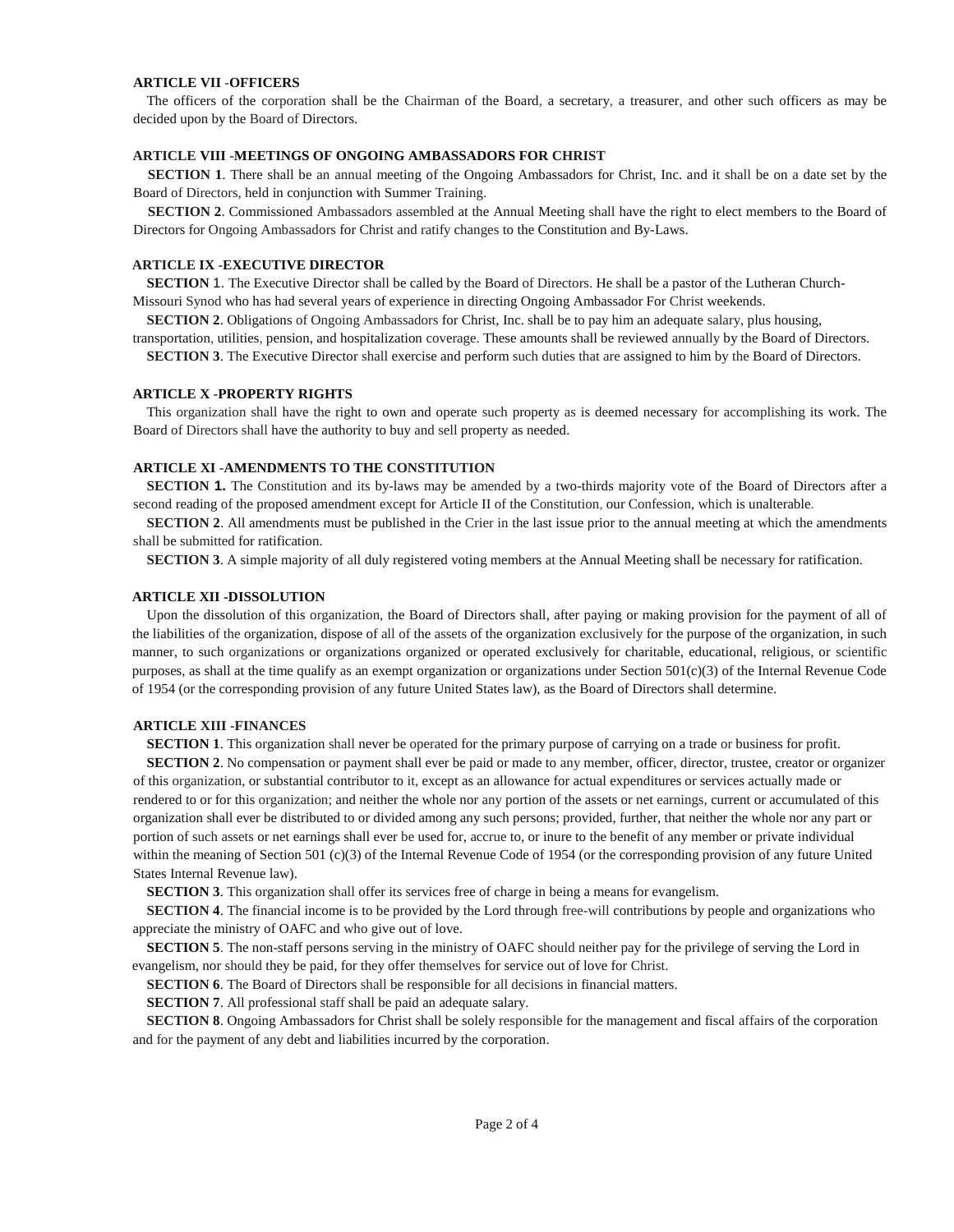**ARTICLE VII -OFFICERS**

The officers of the corporation shall be the Chairman of the Board, a secretary, a treasurer, and other such officers as may be decided upon by the Board of Directors.

**ARTICLE VIII -MEETINGS OF ONGOING AMBASSADORS FOR CHRIST**

**SECTION 1**. There shall be an annual meeting of the Ongoing Ambassadors for Christ, Inc. and it shall be on a date set by the Board of Directors, held in conjunction with Summer Training.

**SECTION 2**. Commissioned Ambassadors assembled at the Annual Meeting shall have the right to elect members to the Board of Directors for Ongoing Ambassadors for Christ and ratify changes to the Constitution and By-Laws.

**ARTICLE IX -EXECUTIVE DIRECTOR**

**SECTION** 1. The Executive Director shall be called by the Board of Directors. He shall be a pastor of the Lutheran Church-Missouri Synod who has had several years of experience in directing Ongoing Ambassador For Christ weekends.

**SECTION 2**. Obligations of Ongoing Ambassadors for Christ, Inc. shall be to pay him an adequate salary, plus housing, transportation, utilities, pension, and hospitalization coverage. These amounts shall be reviewed annually by the Board of Directors.

**SECTION 3**. The Executive Director shall exercise and perform such duties that are assigned to him by the Board of Directors.

**ARTICLE X -PROPERTY RIGHTS**

This organization shall have the right to own and operate such property as is deemed necessary for accomplishing its work. The Board of Directors shall have the authority to buy and sell property as needed.

**ARTICLE XI -AMENDMENTS TO THE CONSTITUTION**

**SECTION 1.** The Constitution and its by-laws may be amended by a two-thirds majority vote of the Board of Directors after a second reading of the proposed amendment except for Article II of the Constitution, our Confession, which is unalterable.

**SECTION 2**. All amendments must be published in the Crier in the last issue prior to the annual meeting at which the amendments shall be submitted for ratification.

**SECTION 3**. A simple majority of all duly registered voting members at the Annual Meeting shall be necessary for ratification.

**ARTICLE XII -DISSOLUTION**

Upon the dissolution of this organization, the Board of Directors shall, after paying or making provision for the payment of all of the liabilities of the organization, dispose of all of the assets of the organization exclusively for the purpose of the organization, in such manner, to such organizations or organizations organized or operated exclusively for charitable, educational, religious, or scientific purposes, as shall at the time qualify as an exempt organization or organizations under Section 501(c)(3) of the Internal Revenue Code of 1954 (or the corresponding provision of any future United States law), as the Board of Directors shall determine.

**ARTICLE XIII -FINANCES**

**SECTION 1**. This organization shall never be operated for the primary purpose of carrying on a trade or business for profit.

**SECTION 2**. No compensation or payment shall ever be paid or made to any member, officer, director, trustee, creator or organizer of this organization, or substantial contributor to it, except as an allowance for actual expenditures or services actually made or rendered to or for this organization; and neither the whole nor any portion of the assets or net earnings, current or accumulated of this organization shall ever be distributed to or divided among any such persons; provided, further, that neither the whole nor any part or portion of such assets or net earnings shall ever be used for, accrue to, or inure to the benefit of any member or private individual within the meaning of Section 501 (c)(3) of the Internal Revenue Code of 1954 (or the corresponding provision of any future United States Internal Revenue law).

**SECTION 3**. This organization shall offer its services free of charge in being a means for evangelism.

**SECTION 4**. The financial income is to be provided by the Lord through free-will contributions by people and organizations who appreciate the ministry of OAFC and who give out of love.

**SECTION 5**. The non-staff persons serving in the ministry of OAFC should neither pay for the privilege of serving the Lord in evangelism, nor should they be paid, for they offer themselves for service out of love for Christ.

**SECTION 6**. The Board of Directors shall be responsible for all decisions in financial matters.

**SECTION 7**. All professional staff shall be paid an adequate salary.

**SECTION 8**. Ongoing Ambassadors for Christ shall be solely responsible for the management and fiscal affairs of the corporation and for the payment of any debt and liabilities incurred by the corporation.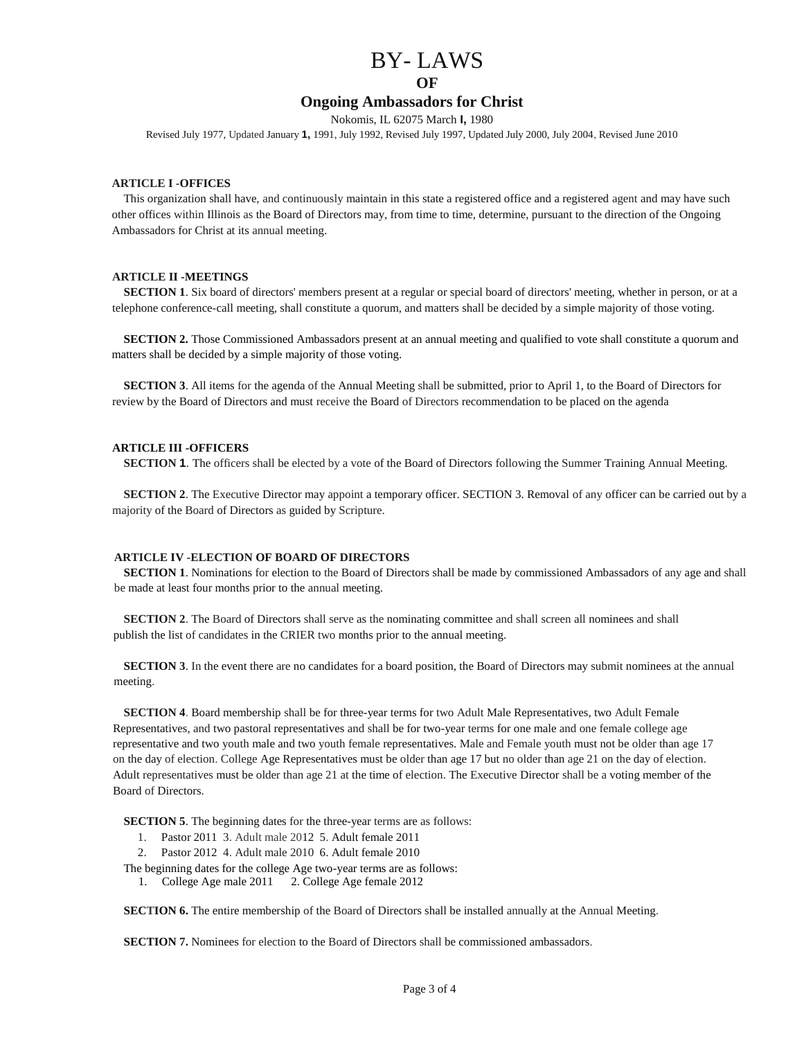# BY- LAWS

**OF**

## Ongoing Ambassadors for Christ

Nokomis, IL 62075 March **l,** 1980

Revised July 1977, Updated January **1,** 1991, July 1992, Revised July 1997, Updated July 2000, July 2004, Revised June 2010

**ARTICLE I -OFFICES**

This organization shall have, and continuously maintain in this state a registered office and a registered agent and may have such other offices within Illinois as the Board of Directors may, from time to time, determine, pursuant to the direction of the Ongoing Ambassadors for Christ at its annual meeting.

**ARTICLE II -MEETINGS**

**SECTION 1**. Six board of directors' members present at a regular or special board of directors' meeting, whether in person, or at a telephone conference-call meeting, shall constitute a quorum, and matters shall be decided by a simple majority of those voting.

**SECTION 2.** Those Commissioned Ambassadors present at an annual meeting and qualified to vote shall constitute a quorum and matters shall be decided by a simple majority of those voting.

**SECTION 3**. All items for the agenda of the Annual Meeting shall be submitted, prior to April 1, to the Board of Directors for review by the Board of Directors and must receive the Board of Directors recommendation to be placed on the agenda

**ARTICLE III -OFFICERS**

**SECTION 1**. The officers shall be elected by a vote of the Board of Directors following the Summer Training Annual Meeting.

**SECTION 2**. The Executive Director may appoint a temporary officer. SECTION 3. Removal of any officer can be carried out by a majority of the Board of Directors as guided by Scripture.

**ARTICLE IV -ELECTION OF BOARD OF DIRECTORS**

**SECTION 1**. Nominations for election to the Board of Directors shall be made by commissioned Ambassadors of any age and shall be made at least four months prior to the annual meeting.

**SECTION 2**. The Board of Directors shall serve as the nominating committee and shall screen all nominees and shall publish the list of candidates in the CRIER two months prior to the annual meeting.

**SECTION 3**. In the event there are no candidates for a board position, the Board of Directors may submit nominees at the annual meeting.

**SECTION 4**. Board membership shall be for three-year terms for two Adult Male Representatives, two Adult Female Representatives, and two pastoral representatives and shall be for two-year terms for one male and one female college age representative and two youth male and two youth female representatives. Male and Female youth must not be older than age 17 on the day of election. College Age Representatives must be older than age 17 but no older than age 21 on the day of election. Adult representatives must be older than age 21 at the time of election. The Executive Director shall be a voting member of the Board of Directors.

**SECTION 5**. The beginning dates for the three-year terms are as follows:

1. Pastor 2011 3. Adult male 2012 5. Adult female 2011
2. Pastor 2012 4. Adult male 2010 6. Adult female 2010

The beginning dates for the college Age two-year terms are as follows:

1. College Age male 2011 2. College Age female 2012

**SECTION 6.** The entire membership of the Board of Directors shall be installed annually at the Annual Meeting.

**SECTION 7.** Nominees for election to the Board of Directors shall be commissioned ambassadors.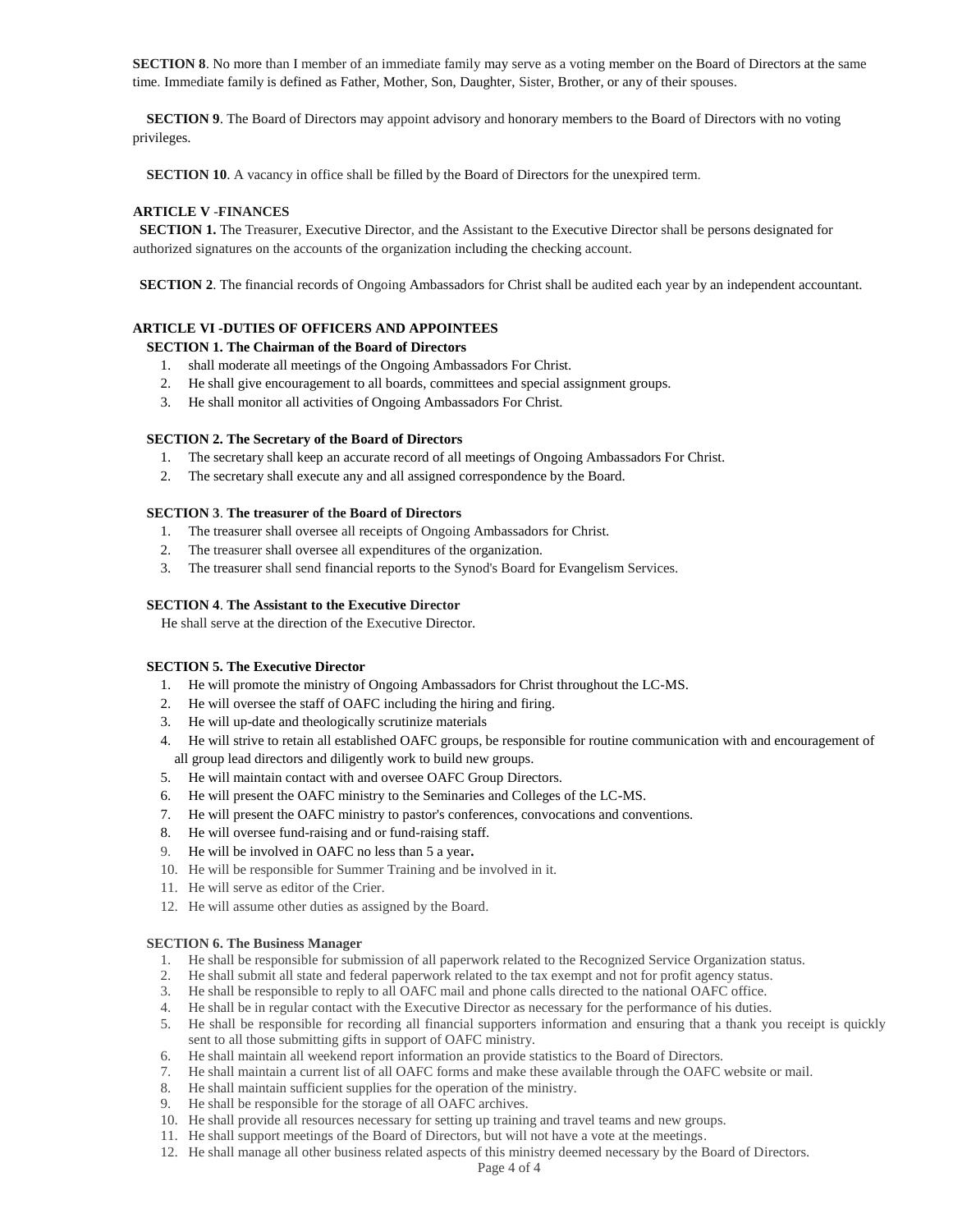**SECTION 8**. No more than I member of an immediate family may serve as a voting member on the Board of Directors at the same time. Immediate family is defined as Father, Mother, Son, Daughter, Sister, Brother, or any of their spouses.

**SECTION 9**. The Board of Directors may appoint advisory and honorary members to the Board of Directors with no voting privileges.

**SECTION 10**. A vacancy in office shall be filled by the Board of Directors for the unexpired term.

**ARTICLE V -FINANCES**

**SECTION 1.** The Treasurer, Executive Director, and the Assistant to the Executive Director shall be persons designated for authorized signatures on the accounts of the organization including the checking account.

**SECTION 2**. The financial records of Ongoing Ambassadors for Christ shall be audited each year by an independent accountant.

**ARTICLE VI -DUTIES OF OFFICERS AND APPOINTEES**

**SECTION 1. The Chairman of the Board of Directors**

1. shall moderate all meetings of the Ongoing Ambassadors For Christ.
2. He shall give encouragement to all boards, committees and special assignment groups.
3. He shall monitor all activities of Ongoing Ambassadors For Christ.

**SECTION 2. The Secretary of the Board of Directors**

1. The secretary shall keep an accurate record of all meetings of Ongoing Ambassadors For Christ.
2. The secretary shall execute any and all assigned correspondence by the Board.

**SECTION 3**. **The treasurer of the Board of Directors**

1. The treasurer shall oversee all receipts of Ongoing Ambassadors for Christ.
2. The treasurer shall oversee all expenditures of the organization.
3. The treasurer shall send financial reports to the Synod's Board for Evangelism Services.

**SECTION 4**. **The Assistant to the Executive Director**

He shall serve at the direction of the Executive Director.

**SECTION 5. The Executive Director**

1. He will promote the ministry of Ongoing Ambassadors for Christ throughout the LC-MS.
2. He will oversee the staff of OAFC including the hiring and firing.
3. He will up-date and theologically scrutinize materials
4. He will strive to retain all established OAFC groups, be responsible for routine communication with and encouragement of all group lead directors and diligently work to build new groups.
5. He will maintain contact with and oversee OAFC Group Directors.
6. He will present the OAFC ministry to the Seminaries and Colleges of the LC-MS.
7. He will present the OAFC ministry to pastor's conferences, convocations and conventions.
8. He will oversee fund-raising and or fund-raising staff.
9. He will be involved in OAFC no less than 5 a year**.**
10. He will be responsible for Summer Training and be involved in it.
11. He will serve as editor of the Crier.
12. He will assume other duties as assigned by the Board.

**SECTION 6. The Business Manager**

1. He shall be responsible for submission of all paperwork related to the Recognized Service Organization status.
2. He shall submit all state and federal paperwork related to the tax exempt and not for profit agency status.
3. He shall be responsible to reply to all OAFC mail and phone calls directed to the national OAFC office.
4. He shall be in regular contact with the Executive Director as necessary for the performance of his duties.
5. He shall be responsible for recording all financial supporters information and ensuring that a thank you receipt is quickly sent to all those submitting gifts in support of OAFC ministry.
6. He shall maintain all weekend report information an provide statistics to the Board of Directors.
7. He shall maintain a current list of all OAFC forms and make these available through the OAFC website or mail.
8. He shall maintain sufficient supplies for the operation of the ministry.
9. He shall be responsible for the storage of all OAFC archives.
10. He shall provide all resources necessary for setting up training and travel teams and new groups.
11. He shall support meetings of the Board of Directors, but will not have a vote at the meetings.
12. He shall manage all other business related aspects of this ministry deemed necessary by the Board of Directors.